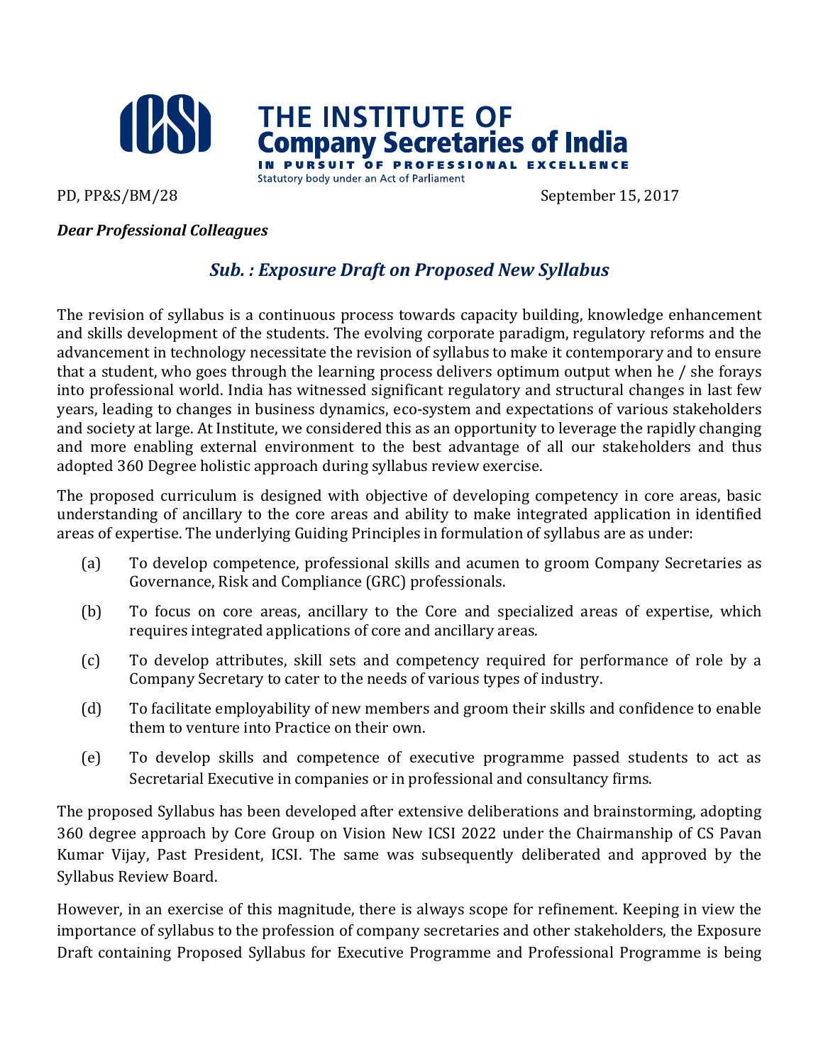THE INSTITUTE OF
**Company Secretaries of India**
IN PURSUIT OF PROFESSIONAL EXCELLENCE
Statutory body under an Act of Parliament

PD, PP&S/BM/28 September 15, 2017

***Dear Professional Colleagues***

## *Sub. : Exposure Draft on Proposed New Syllabus*

The revision of syllabus is a continuous process towards capacity building, knowledge enhancement and skills development of the students. The evolving corporate paradigm, regulatory reforms and the advancement in technology necessitate the revision of syllabus to make it contemporary and to ensure that a student, who goes through the learning process delivers optimum output when he / she forays into professional world. India has witnessed significant regulatory and structural changes in last few years, leading to changes in business dynamics, eco-system and expectations of various stakeholders and society at large. At Institute, we considered this as an opportunity to leverage the rapidly changing and more enabling external environment to the best advantage of all our stakeholders and thus adopted 360 Degree holistic approach during syllabus review exercise.

The proposed curriculum is designed with objective of developing competency in core areas, basic understanding of ancillary to the core areas and ability to make integrated application in identified areas of expertise. The underlying Guiding Principles in formulation of syllabus are as under:

(a) To develop competence, professional skills and acumen to groom Company Secretaries as Governance, Risk and Compliance (GRC) professionals.

(b) To focus on core areas, ancillary to the Core and specialized areas of expertise, which requires integrated applications of core and ancillary areas.

(c) To develop attributes, skill sets and competency required for performance of role by a Company Secretary to cater to the needs of various types of industry.

(d) To facilitate employability of new members and groom their skills and confidence to enable them to venture into Practice on their own.

(e) To develop skills and competence of executive programme passed students to act as Secretarial Executive in companies or in professional and consultancy firms.

The proposed Syllabus has been developed after extensive deliberations and brainstorming, adopting 360 degree approach by Core Group on Vision New ICSI 2022 under the Chairmanship of CS Pavan Kumar Vijay, Past President, ICSI. The same was subsequently deliberated and approved by the Syllabus Review Board.

However, in an exercise of this magnitude, there is always scope for refinement. Keeping in view the importance of syllabus to the profession of company secretaries and other stakeholders, the Exposure Draft containing Proposed Syllabus for Executive Programme and Professional Programme is being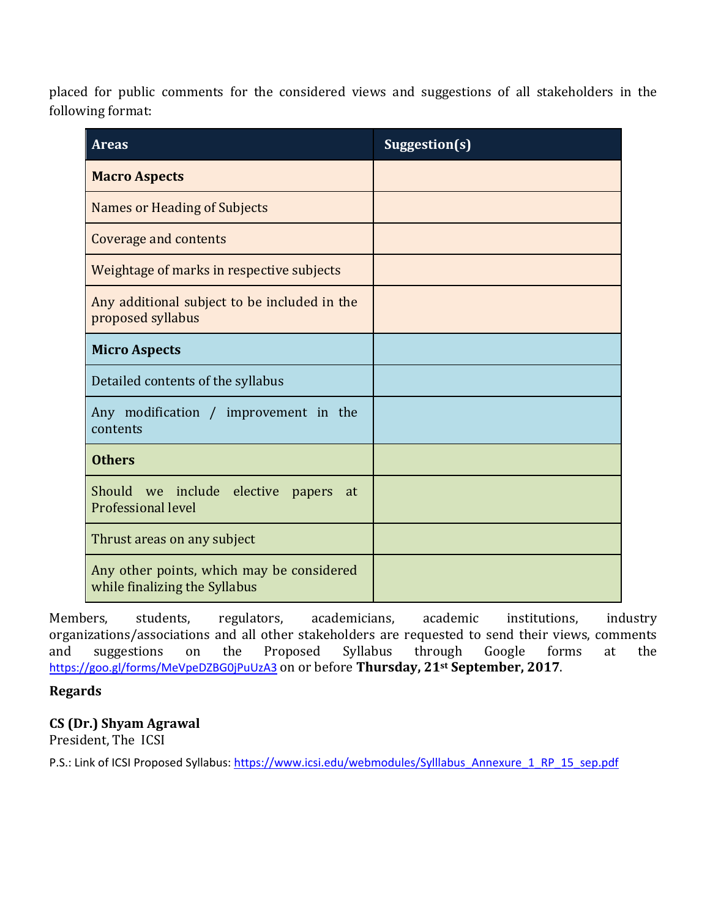placed for public comments for the considered views and suggestions of all stakeholders in the following format:

| Areas | Suggestion(s) |
|---|---|
| **Macro Aspects** | |
| Names or Heading of Subjects | |
| Coverage and contents | |
| Weightage of marks in respective subjects | |
| Any additional subject to be included in the proposed syllabus | |
| **Micro Aspects** | |
| Detailed contents of the syllabus | |
| Any modification / improvement in the contents | |
| **Others** | |
| Should we include elective papers at Professional level | |
| Thrust areas on any subject | |
| Any other points, which may be considered while finalizing the Syllabus | |

Members, students, regulators, academicians, academic institutions, industry organizations/associations and all other stakeholders are requested to send their views, comments and suggestions on the Proposed Syllabus through Google forms at the https://goo.gl/forms/MeVpeDZBG0jPuUzA3 on or before **Thursday, 21st September, 2017**.

**Regards**

**CS (Dr.) Shyam Agrawal**
President, The ICSI

P.S.: Link of ICSI Proposed Syllabus: https://www.icsi.edu/webmodules/Sylllabus_Annexure_1_RP_15_sep.pdf